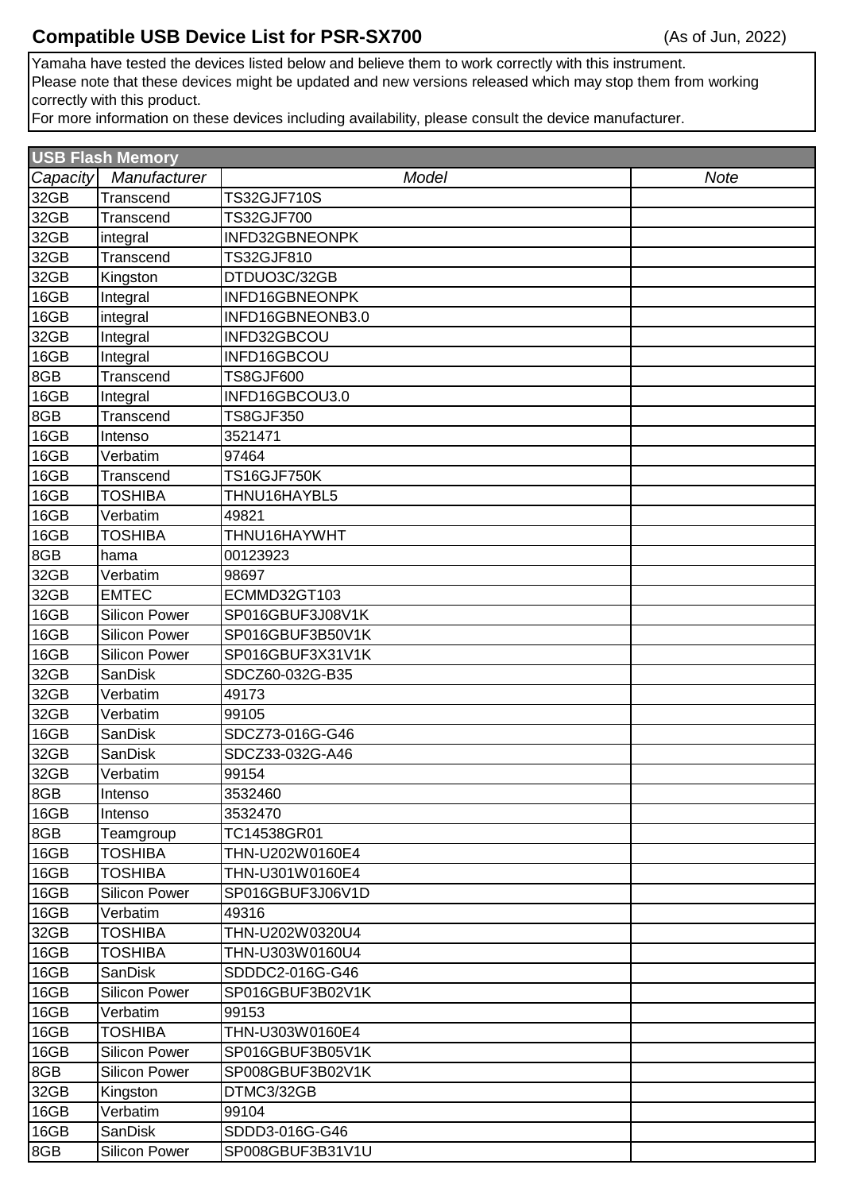# Compatible USB Device List for PSR-SX700

(As of Jun, 2022)

Yamaha have tested the devices listed below and believe them to work correctly with this instrument.
Please note that these devices might be updated and new versions released which may stop them from working correctly with this product.
For more information on these devices including availability, please consult the device manufacturer.

**USB Flash Memory**

| *Capacity* | *Manufacturer* | *Model* | *Note* |
|---|---|---|---|
| 32GB | Transcend | TS32GJF710S | |
| 32GB | Transcend | TS32GJF700 | |
| 32GB | integral | INFD32GBNEONPK | |
| 32GB | Transcend | TS32GJF810 | |
| 32GB | Kingston | DTDUO3C/32GB | |
| 16GB | Integral | INFD16GBNEONPK | |
| 16GB | integral | INFD16GBNEONB3.0 | |
| 32GB | Integral | INFD32GBCOU | |
| 16GB | Integral | INFD16GBCOU | |
| 8GB | Transcend | TS8GJF600 | |
| 16GB | Integral | INFD16GBCOU3.0 | |
| 8GB | Transcend | TS8GJF350 | |
| 16GB | Intenso | 3521471 | |
| 16GB | Verbatim | 97464 | |
| 16GB | Transcend | TS16GJF750K | |
| 16GB | TOSHIBA | THNU16HAYBL5 | |
| 16GB | Verbatim | 49821 | |
| 16GB | TOSHIBA | THNU16HAYWHT | |
| 8GB | hama | 00123923 | |
| 32GB | Verbatim | 98697 | |
| 32GB | EMTEC | ECMMD32GT103 | |
| 16GB | Silicon Power | SP016GBUF3J08V1K | |
| 16GB | Silicon Power | SP016GBUF3B50V1K | |
| 16GB | Silicon Power | SP016GBUF3X31V1K | |
| 32GB | SanDisk | SDCZ60-032G-B35 | |
| 32GB | Verbatim | 49173 | |
| 32GB | Verbatim | 99105 | |
| 16GB | SanDisk | SDCZ73-016G-G46 | |
| 32GB | SanDisk | SDCZ33-032G-A46 | |
| 32GB | Verbatim | 99154 | |
| 8GB | Intenso | 3532460 | |
| 16GB | Intenso | 3532470 | |
| 8GB | Teamgroup | TC14538GR01 | |
| 16GB | TOSHIBA | THN-U202W0160E4 | |
| 16GB | TOSHIBA | THN-U301W0160E4 | |
| 16GB | Silicon Power | SP016GBUF3J06V1D | |
| 16GB | Verbatim | 49316 | |
| 32GB | TOSHIBA | THN-U202W0320U4 | |
| 16GB | TOSHIBA | THN-U303W0160U4 | |
| 16GB | SanDisk | SDDDC2-016G-G46 | |
| 16GB | Silicon Power | SP016GBUF3B02V1K | |
| 16GB | Verbatim | 99153 | |
| 16GB | TOSHIBA | THN-U303W0160E4 | |
| 16GB | Silicon Power | SP016GBUF3B05V1K | |
| 8GB | Silicon Power | SP008GBUF3B02V1K | |
| 32GB | Kingston | DTMC3/32GB | |
| 16GB | Verbatim | 99104 | |
| 16GB | SanDisk | SDDD3-016G-G46 | |
| 8GB | Silicon Power | SP008GBUF3B31V1U | |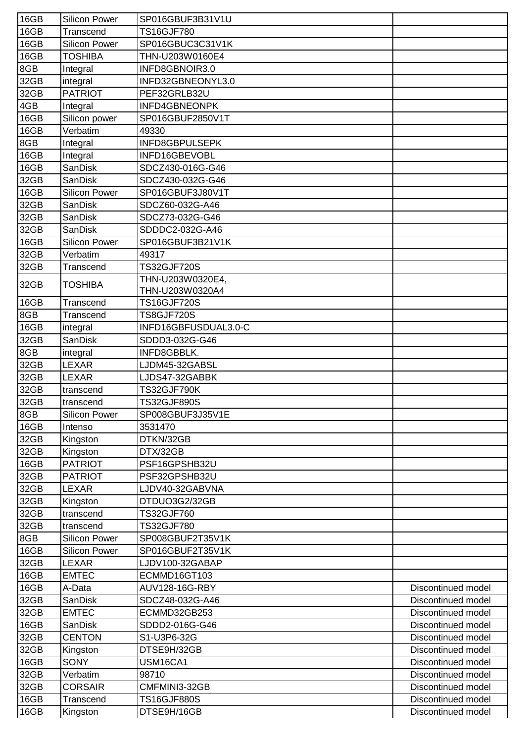| | | | |
|---|---|---|---|
| 16GB | Silicon Power | SP016GBUF3B31V1U | |
| 16GB | Transcend | TS16GJF780 | |
| 16GB | Silicon Power | SP016GBUC3C31V1K | |
| 16GB | TOSHIBA | THN-U203W0160E4 | |
| 8GB | Integral | INFD8GBNOIR3.0 | |
| 32GB | integral | INFD32GBNEONYL3.0 | |
| 32GB | PATRIOT | PEF32GRLB32U | |
| 4GB | Integral | INFD4GBNEONPK | |
| 16GB | Silicon power | SP016GBUF2850V1T | |
| 16GB | Verbatim | 49330 | |
| 8GB | Integral | INFD8GBPULSEPK | |
| 16GB | Integral | INFD16GBEVOBL | |
| 16GB | SanDisk | SDCZ430-016G-G46 | |
| 32GB | SanDisk | SDCZ430-032G-G46 | |
| 16GB | Silicon Power | SP016GBUF3J80V1T | |
| 32GB | SanDisk | SDCZ60-032G-A46 | |
| 32GB | SanDisk | SDCZ73-032G-G46 | |
| 32GB | SanDisk | SDDDC2-032G-A46 | |
| 16GB | Silicon Power | SP016GBUF3B21V1K | |
| 32GB | Verbatim | 49317 | |
| 32GB | Transcend | TS32GJF720S | |
| 32GB | TOSHIBA | THN-U203W0320E4, THN-U203W0320A4 | |
| 16GB | Transcend | TS16GJF720S | |
| 8GB | Transcend | TS8GJF720S | |
| 16GB | integral | INFD16GBFUSDUAL3.0-C | |
| 32GB | SanDisk | SDDD3-032G-G46 | |
| 8GB | integral | INFD8GBBLK. | |
| 32GB | LEXAR | LJDM45-32GABSL | |
| 32GB | LEXAR | LJDS47-32GABBK | |
| 32GB | transcend | TS32GJF790K | |
| 32GB | transcend | TS32GJF890S | |
| 8GB | Silicon Power | SP008GBUF3J35V1E | |
| 16GB | Intenso | 3531470 | |
| 32GB | Kingston | DTKN/32GB | |
| 32GB | Kingston | DTX/32GB | |
| 16GB | PATRIOT | PSF16GPSHB32U | |
| 32GB | PATRIOT | PSF32GPSHB32U | |
| 32GB | LEXAR | LJDV40-32GABVNA | |
| 32GB | Kingston | DTDUO3G2/32GB | |
| 32GB | transcend | TS32GJF760 | |
| 32GB | transcend | TS32GJF780 | |
| 8GB | Silicon Power | SP008GBUF2T35V1K | |
| 16GB | Silicon Power | SP016GBUF2T35V1K | |
| 32GB | LEXAR | LJDV100-32GABAP | |
| 16GB | EMTEC | ECMMD16GT103 | |
| 16GB | A-Data | AUV128-16G-RBY | Discontinued model |
| 32GB | SanDisk | SDCZ48-032G-A46 | Discontinued model |
| 32GB | EMTEC | ECMMD32GB253 | Discontinued model |
| 16GB | SanDisk | SDDD2-016G-G46 | Discontinued model |
| 32GB | CENTON | S1-U3P6-32G | Discontinued model |
| 32GB | Kingston | DTSE9H/32GB | Discontinued model |
| 16GB | SONY | USM16CA1 | Discontinued model |
| 32GB | Verbatim | 98710 | Discontinued model |
| 32GB | CORSAIR | CMFMINI3-32GB | Discontinued model |
| 16GB | Transcend | TS16GJF880S | Discontinued model |
| 16GB | Kingston | DTSE9H/16GB | Discontinued model |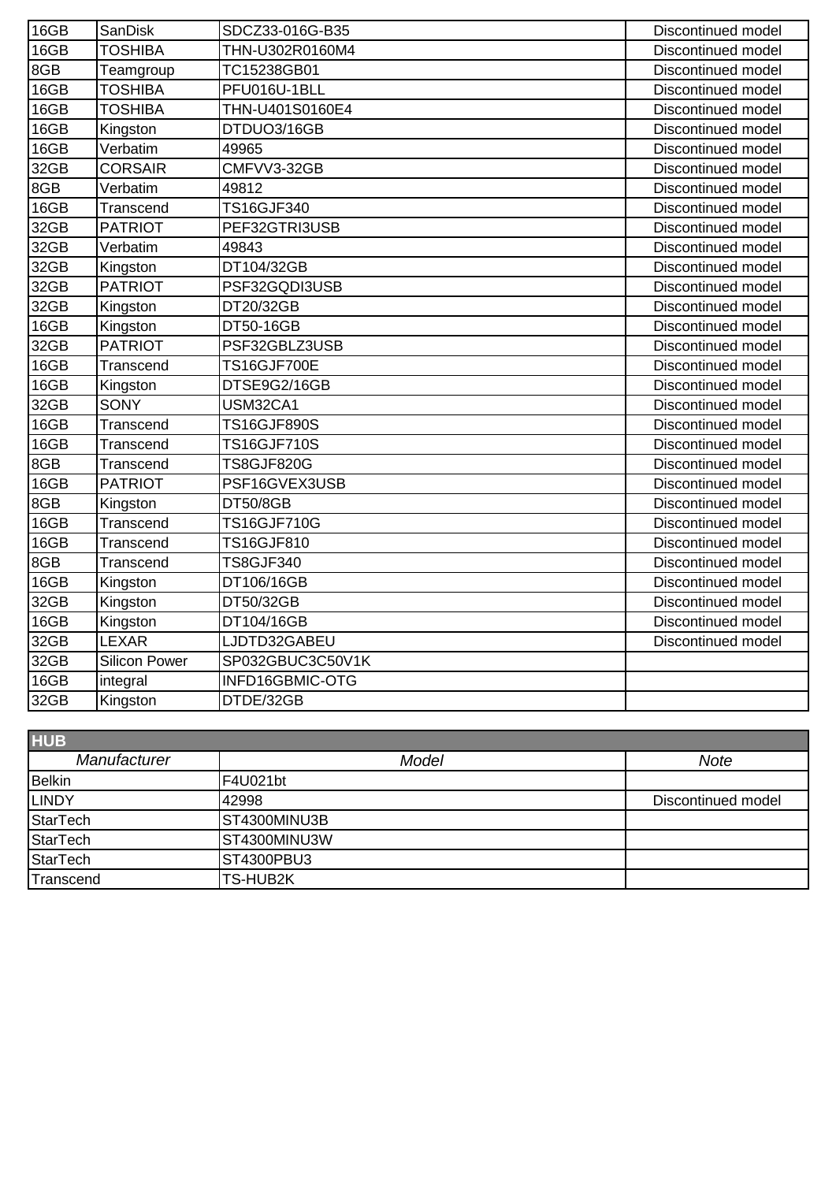| | | | |
|---|---|---|---|
| 16GB | SanDisk | SDCZ33-016G-B35 | Discontinued model |
| 16GB | TOSHIBA | THN-U302R0160M4 | Discontinued model |
| 8GB | Teamgroup | TC15238GB01 | Discontinued model |
| 16GB | TOSHIBA | PFU016U-1BLL | Discontinued model |
| 16GB | TOSHIBA | THN-U401S0160E4 | Discontinued model |
| 16GB | Kingston | DTDUO3/16GB | Discontinued model |
| 16GB | Verbatim | 49965 | Discontinued model |
| 32GB | CORSAIR | CMFVV3-32GB | Discontinued model |
| 8GB | Verbatim | 49812 | Discontinued model |
| 16GB | Transcend | TS16GJF340 | Discontinued model |
| 32GB | PATRIOT | PEF32GTRI3USB | Discontinued model |
| 32GB | Verbatim | 49843 | Discontinued model |
| 32GB | Kingston | DT104/32GB | Discontinued model |
| 32GB | PATRIOT | PSF32GQDI3USB | Discontinued model |
| 32GB | Kingston | DT20/32GB | Discontinued model |
| 16GB | Kingston | DT50-16GB | Discontinued model |
| 32GB | PATRIOT | PSF32GBLZ3USB | Discontinued model |
| 16GB | Transcend | TS16GJF700E | Discontinued model |
| 16GB | Kingston | DTSE9G2/16GB | Discontinued model |
| 32GB | SONY | USM32CA1 | Discontinued model |
| 16GB | Transcend | TS16GJF890S | Discontinued model |
| 16GB | Transcend | TS16GJF710S | Discontinued model |
| 8GB | Transcend | TS8GJF820G | Discontinued model |
| 16GB | PATRIOT | PSF16GVEX3USB | Discontinued model |
| 8GB | Kingston | DT50/8GB | Discontinued model |
| 16GB | Transcend | TS16GJF710G | Discontinued model |
| 16GB | Transcend | TS16GJF810 | Discontinued model |
| 8GB | Transcend | TS8GJF340 | Discontinued model |
| 16GB | Kingston | DT106/16GB | Discontinued model |
| 32GB | Kingston | DT50/32GB | Discontinued model |
| 16GB | Kingston | DT104/16GB | Discontinued model |
| 32GB | LEXAR | LJDTD32GABEU | Discontinued model |
| 32GB | Silicon Power | SP032GBUC3C50V1K | |
| 16GB | integral | INFD16GBMIC-OTG | |
| 32GB | Kingston | DTDE/32GB | |

**HUB**

| *Manufacturer* | *Model* | *Note* |
|---|---|---|
| Belkin | F4U021bt | |
| LINDY | 42998 | Discontinued model |
| StarTech | ST4300MINU3B | |
| StarTech | ST4300MINU3W | |
| StarTech | ST4300PBU3 | |
| Transcend | TS-HUB2K | |